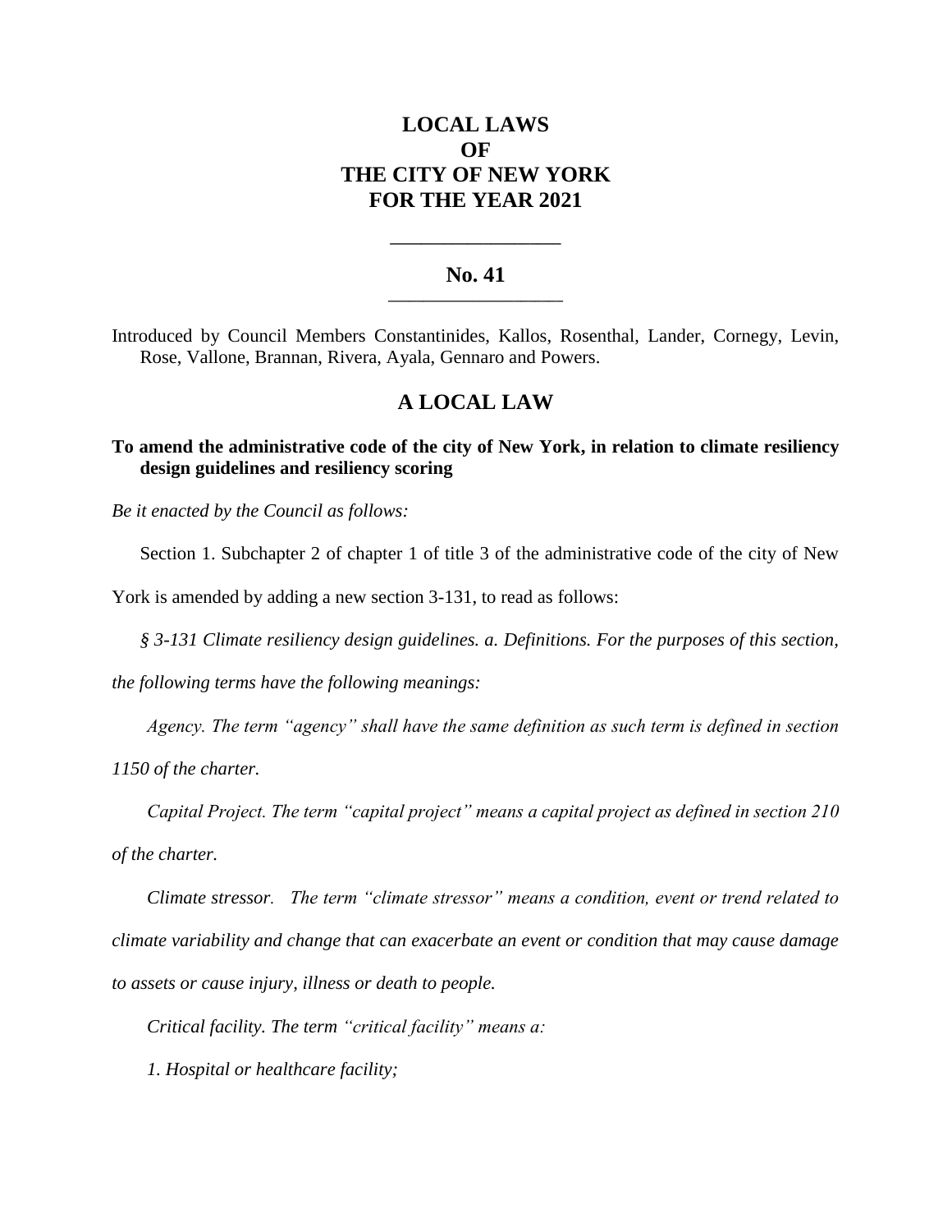# LOCAL LAWS OF THE CITY OF NEW YORK FOR THE YEAR 2021

---

## No. 41

---

Introduced by Council Members Constantinides, Kallos, Rosenthal, Lander, Cornegy, Levin, Rose, Vallone, Brannan, Rivera, Ayala, Gennaro and Powers.

## A LOCAL LAW

**To amend the administrative code of the city of New York, in relation to climate resiliency design guidelines and resiliency scoring**

*Be it enacted by the Council as follows:*

Section 1. Subchapter 2 of chapter 1 of title 3 of the administrative code of the city of New York is amended by adding a new section 3-131, to read as follows:

*§ 3-131 Climate resiliency design guidelines. a. Definitions. For the purposes of this section, the following terms have the following meanings:*

*Agency. The term "agency" shall have the same definition as such term is defined in section 1150 of the charter.*

*Capital Project. The term "capital project" means a capital project as defined in section 210 of the charter.*

*Climate stressor. The term "climate stressor" means a condition, event or trend related to climate variability and change that can exacerbate an event or condition that may cause damage to assets or cause injury, illness or death to people.*

*Critical facility. The term "critical facility" means a:*

*1. Hospital or healthcare facility;*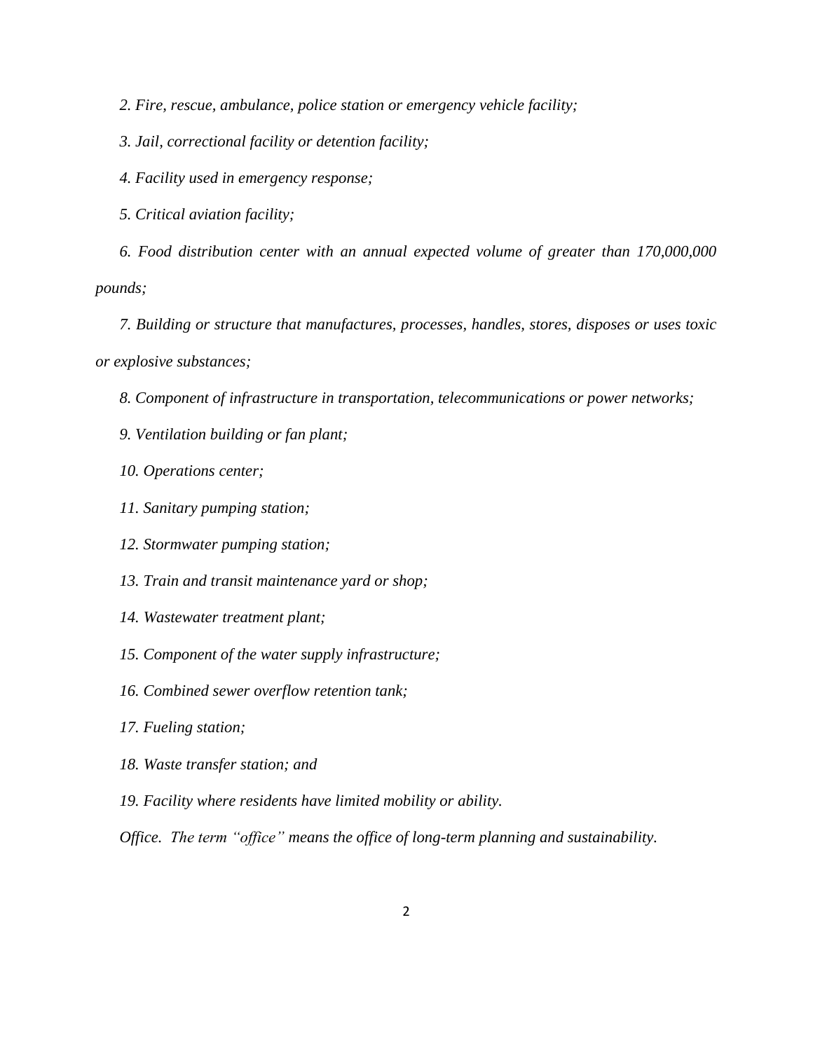*2. Fire, rescue, ambulance, police station or emergency vehicle facility;*

*3. Jail, correctional facility or detention facility;*

*4. Facility used in emergency response;*

*5. Critical aviation facility;*

*6. Food distribution center with an annual expected volume of greater than 170,000,000 pounds;*

*7. Building or structure that manufactures, processes, handles, stores, disposes or uses toxic or explosive substances;*

*8. Component of infrastructure in transportation, telecommunications or power networks;*

*9. Ventilation building or fan plant;*

*10. Operations center;*

*11. Sanitary pumping station;*

*12. Stormwater pumping station;*

*13. Train and transit maintenance yard or shop;*

*14. Wastewater treatment plant;*

*15. Component of the water supply infrastructure;*

*16. Combined sewer overflow retention tank;*

*17. Fueling station;*

*18. Waste transfer station; and*

*19. Facility where residents have limited mobility or ability.*

*Office. The term "office" means the office of long-term planning and sustainability.*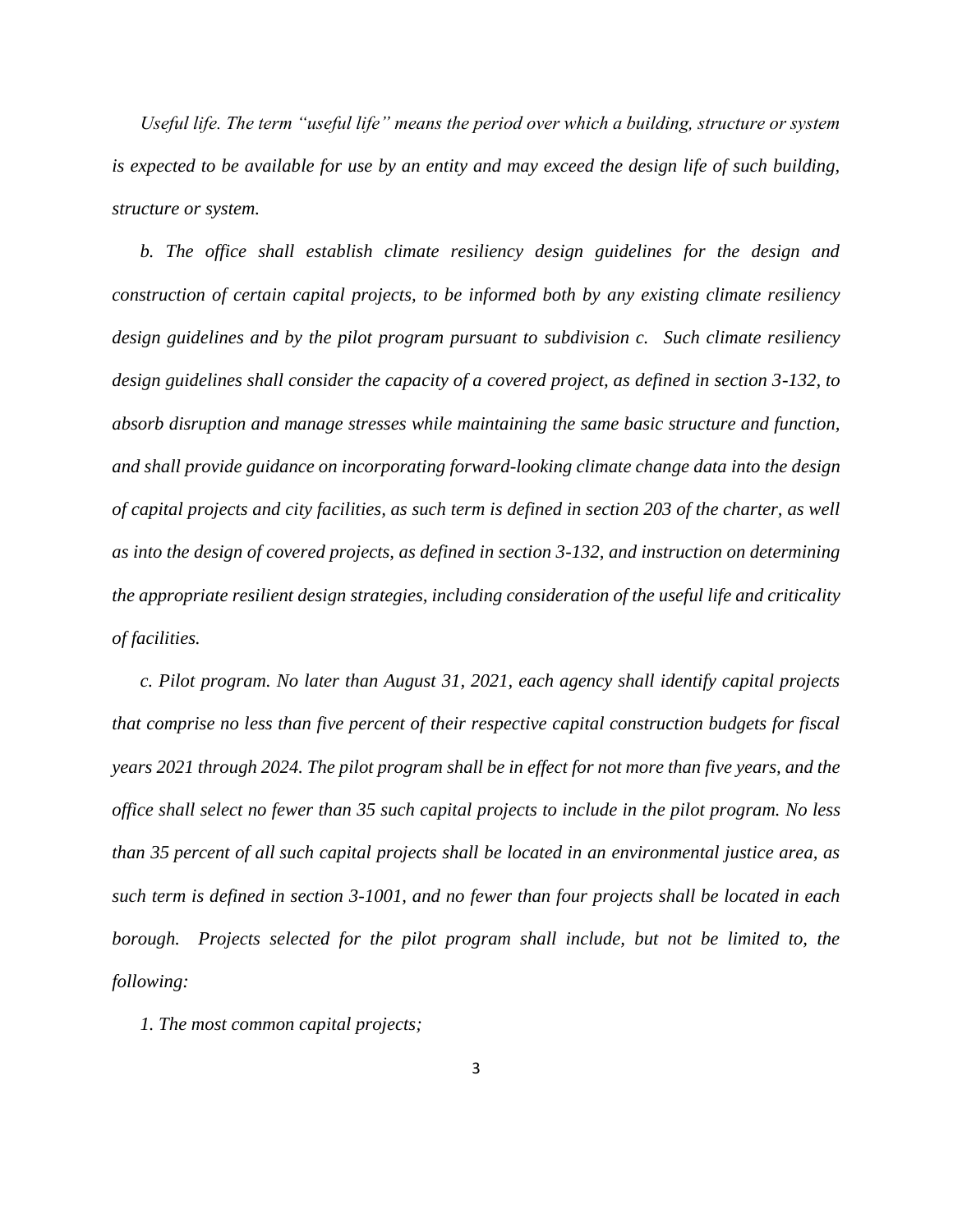*Useful life. The term "useful life" means the period over which a building, structure or system is expected to be available for use by an entity and may exceed the design life of such building, structure or system.*

*b. The office shall establish climate resiliency design guidelines for the design and construction of certain capital projects, to be informed both by any existing climate resiliency design guidelines and by the pilot program pursuant to subdivision c. Such climate resiliency design guidelines shall consider the capacity of a covered project, as defined in section 3-132, to absorb disruption and manage stresses while maintaining the same basic structure and function, and shall provide guidance on incorporating forward-looking climate change data into the design of capital projects and city facilities, as such term is defined in section 203 of the charter, as well as into the design of covered projects, as defined in section 3-132, and instruction on determining the appropriate resilient design strategies, including consideration of the useful life and criticality of facilities.*

*c. Pilot program. No later than August 31, 2021, each agency shall identify capital projects that comprise no less than five percent of their respective capital construction budgets for fiscal years 2021 through 2024. The pilot program shall be in effect for not more than five years, and the office shall select no fewer than 35 such capital projects to include in the pilot program. No less than 35 percent of all such capital projects shall be located in an environmental justice area, as such term is defined in section 3-1001, and no fewer than four projects shall be located in each borough. Projects selected for the pilot program shall include, but not be limited to, the following:*

*1. The most common capital projects;*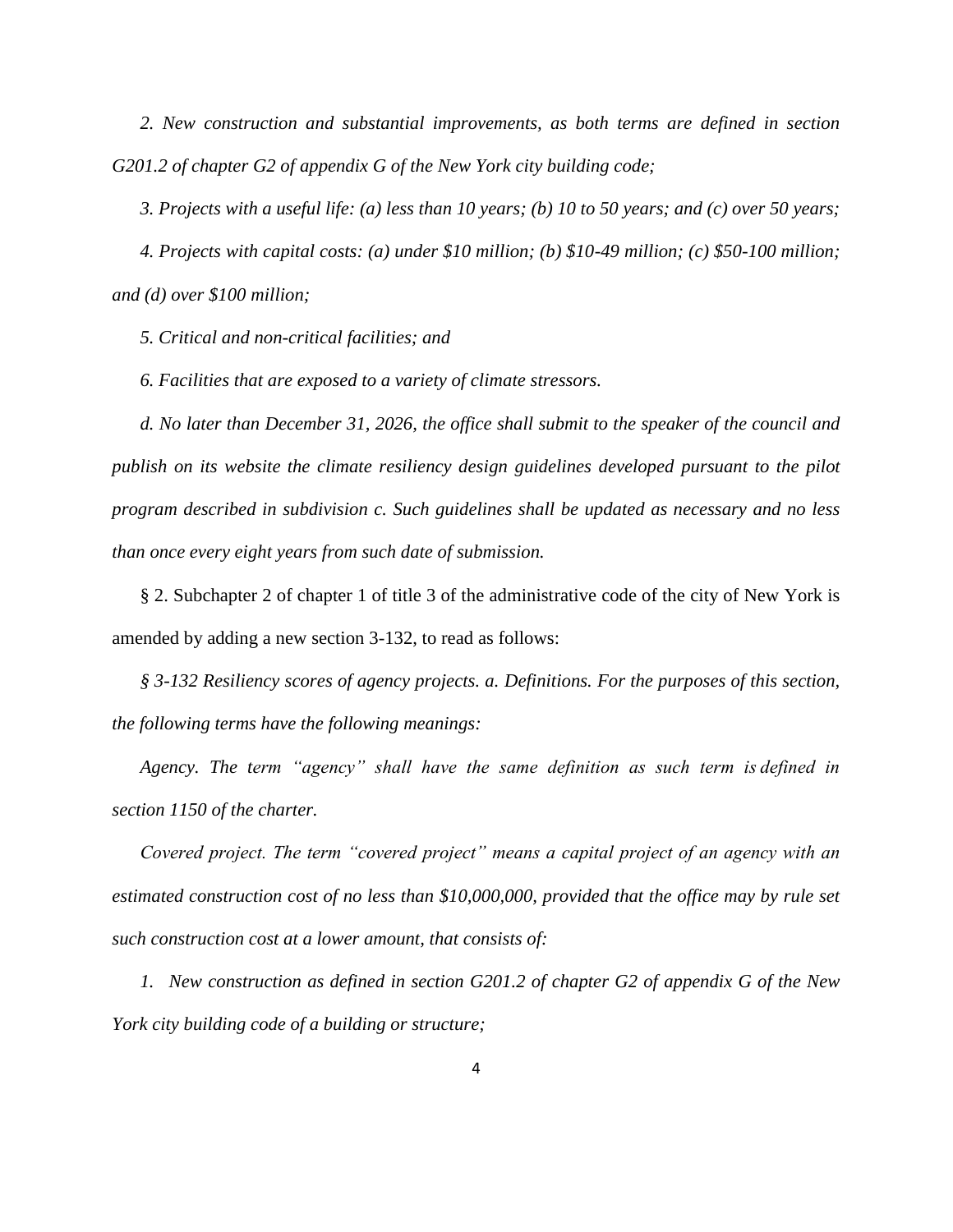*2. New construction and substantial improvements, as both terms are defined in section G201.2 of chapter G2 of appendix G of the New York city building code;*

*3. Projects with a useful life: (a) less than 10 years; (b) 10 to 50 years; and (c) over 50 years;*

*4. Projects with capital costs: (a) under $10 million; (b) $10-49 million; (c) $50-100 million; and (d) over $100 million;*

*5. Critical and non-critical facilities; and*

*6. Facilities that are exposed to a variety of climate stressors.*

*d. No later than December 31, 2026, the office shall submit to the speaker of the council and publish on its website the climate resiliency design guidelines developed pursuant to the pilot program described in subdivision c. Such guidelines shall be updated as necessary and no less than once every eight years from such date of submission.*

§ 2. Subchapter 2 of chapter 1 of title 3 of the administrative code of the city of New York is amended by adding a new section 3-132, to read as follows:

*§ 3-132 Resiliency scores of agency projects. a. Definitions. For the purposes of this section, the following terms have the following meanings:*

*Agency. The term "agency" shall have the same definition as such term is defined in section 1150 of the charter.*

*Covered project. The term "covered project" means a capital project of an agency with an estimated construction cost of no less than $10,000,000, provided that the office may by rule set such construction cost at a lower amount, that consists of:*

*1. New construction as defined in section G201.2 of chapter G2 of appendix G of the New York city building code of a building or structure;*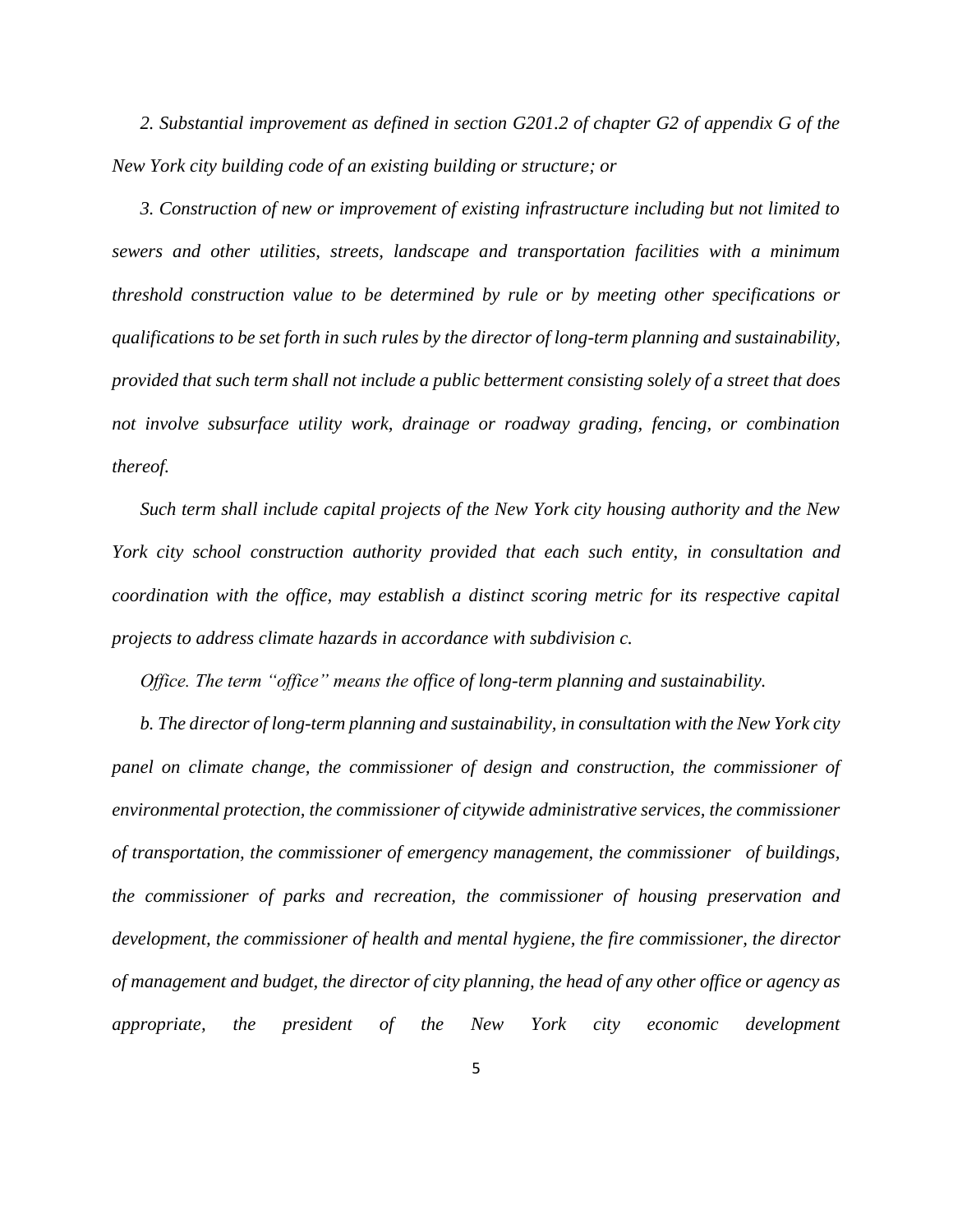*2. Substantial improvement as defined in section G201.2 of chapter G2 of appendix G of the New York city building code of an existing building or structure; or*

*3. Construction of new or improvement of existing infrastructure including but not limited to sewers and other utilities, streets, landscape and transportation facilities with a minimum threshold construction value to be determined by rule or by meeting other specifications or qualifications to be set forth in such rules by the director of long-term planning and sustainability, provided that such term shall not include a public betterment consisting solely of a street that does not involve subsurface utility work, drainage or roadway grading, fencing, or combination thereof.*

*Such term shall include capital projects of the New York city housing authority and the New York city school construction authority provided that each such entity, in consultation and coordination with the office, may establish a distinct scoring metric for its respective capital projects to address climate hazards in accordance with subdivision c.*

*Office. The term "office" means the office of long-term planning and sustainability.*

*b. The director of long-term planning and sustainability, in consultation with the New York city panel on climate change, the commissioner of design and construction, the commissioner of environmental protection, the commissioner of citywide administrative services, the commissioner of transportation, the commissioner of emergency management, the commissioner of buildings, the commissioner of parks and recreation, the commissioner of housing preservation and development, the commissioner of health and mental hygiene, the fire commissioner, the director of management and budget, the director of city planning, the head of any other office or agency as appropriate, the president of the New York city economic development*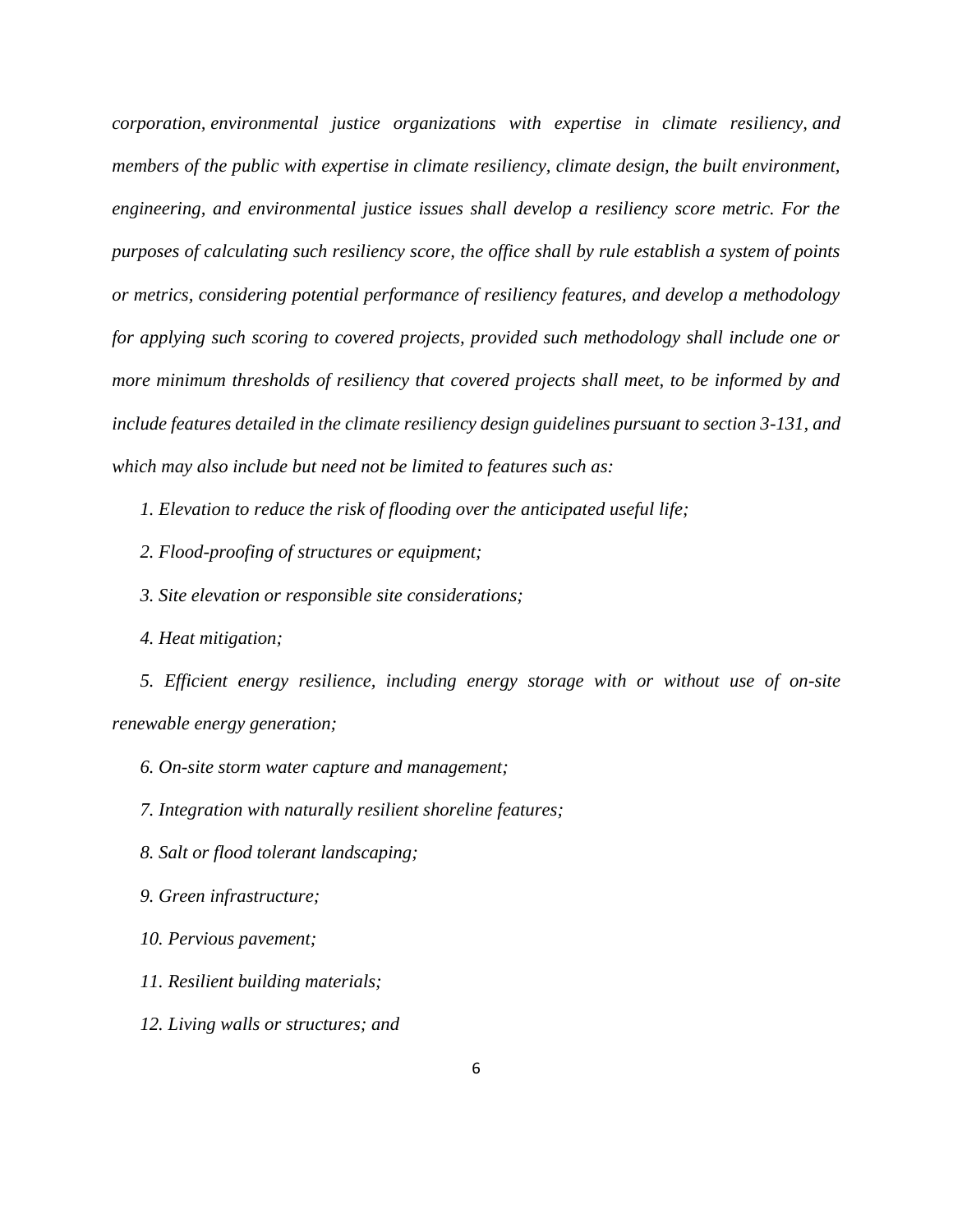*corporation, environmental justice organizations with expertise in climate resiliency, and members of the public with expertise in climate resiliency, climate design, the built environment, engineering, and environmental justice issues shall develop a resiliency score metric. For the purposes of calculating such resiliency score, the office shall by rule establish a system of points or metrics, considering potential performance of resiliency features, and develop a methodology for applying such scoring to covered projects, provided such methodology shall include one or more minimum thresholds of resiliency that covered projects shall meet, to be informed by and include features detailed in the climate resiliency design guidelines pursuant to section 3-131, and which may also include but need not be limited to features such as:*

*1. Elevation to reduce the risk of flooding over the anticipated useful life;*

*2. Flood-proofing of structures or equipment;*

*3. Site elevation or responsible site considerations;*

*4. Heat mitigation;*

*5. Efficient energy resilience, including energy storage with or without use of on-site renewable energy generation;*

*6. On-site storm water capture and management;*

*7. Integration with naturally resilient shoreline features;*

*8. Salt or flood tolerant landscaping;*

*9. Green infrastructure;*

*10. Pervious pavement;*

*11. Resilient building materials;*

*12. Living walls or structures; and*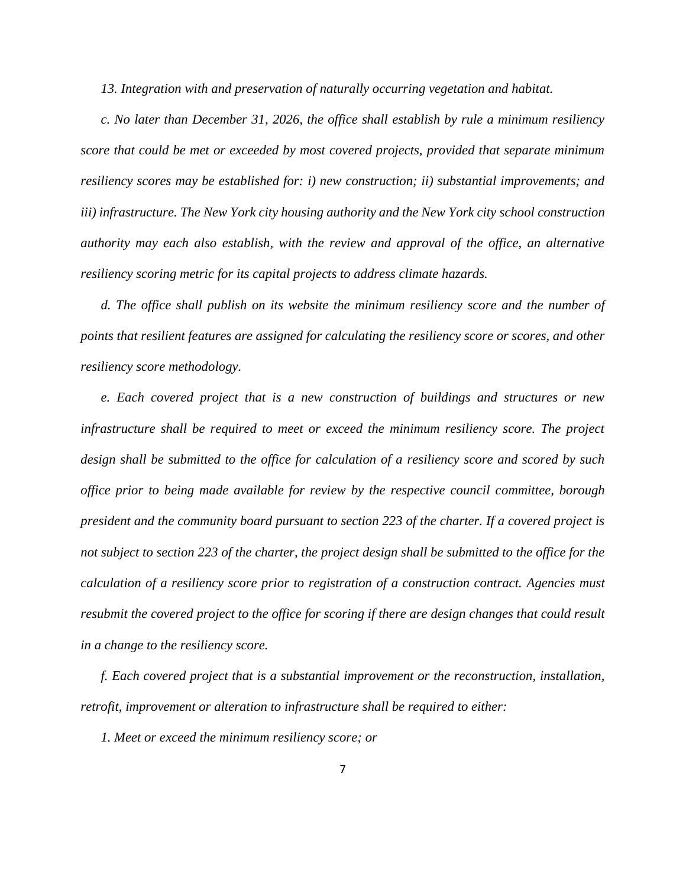*13. Integration with and preservation of naturally occurring vegetation and habitat.*

*c. No later than December 31, 2026, the office shall establish by rule a minimum resiliency score that could be met or exceeded by most covered projects, provided that separate minimum resiliency scores may be established for: i) new construction; ii) substantial improvements; and iii) infrastructure. The New York city housing authority and the New York city school construction authority may each also establish, with the review and approval of the office, an alternative resiliency scoring metric for its capital projects to address climate hazards.*

*d. The office shall publish on its website the minimum resiliency score and the number of points that resilient features are assigned for calculating the resiliency score or scores, and other resiliency score methodology.*

*e. Each covered project that is a new construction of buildings and structures or new infrastructure shall be required to meet or exceed the minimum resiliency score. The project design shall be submitted to the office for calculation of a resiliency score and scored by such office prior to being made available for review by the respective council committee, borough president and the community board pursuant to section 223 of the charter. If a covered project is not subject to section 223 of the charter, the project design shall be submitted to the office for the calculation of a resiliency score prior to registration of a construction contract. Agencies must resubmit the covered project to the office for scoring if there are design changes that could result in a change to the resiliency score.*

*f. Each covered project that is a substantial improvement or the reconstruction, installation, retrofit, improvement or alteration to infrastructure shall be required to either:*

*1. Meet or exceed the minimum resiliency score; or*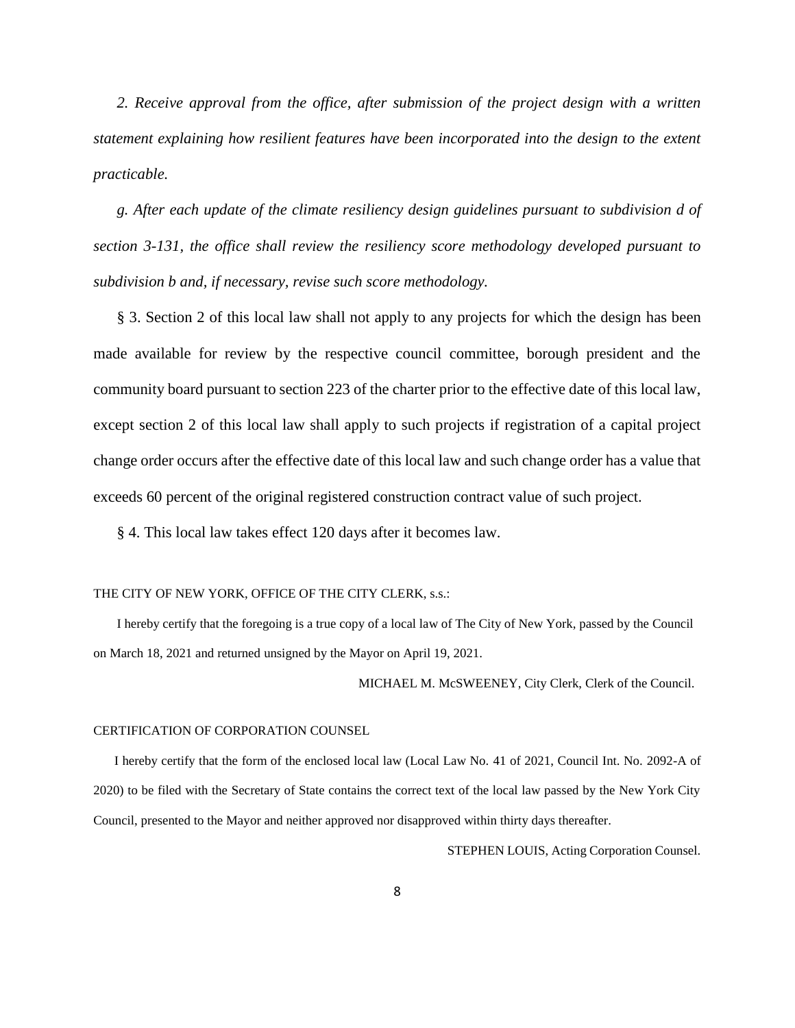*2. Receive approval from the office, after submission of the project design with a written statement explaining how resilient features have been incorporated into the design to the extent practicable.*

*g. After each update of the climate resiliency design guidelines pursuant to subdivision d of section 3-131, the office shall review the resiliency score methodology developed pursuant to subdivision b and, if necessary, revise such score methodology.*

§ 3. Section 2 of this local law shall not apply to any projects for which the design has been made available for review by the respective council committee, borough president and the community board pursuant to section 223 of the charter prior to the effective date of this local law, except section 2 of this local law shall apply to such projects if registration of a capital project change order occurs after the effective date of this local law and such change order has a value that exceeds 60 percent of the original registered construction contract value of such project.

§ 4. This local law takes effect 120 days after it becomes law.

THE CITY OF NEW YORK, OFFICE OF THE CITY CLERK, s.s.:

I hereby certify that the foregoing is a true copy of a local law of The City of New York, passed by the Council on March 18, 2021 and returned unsigned by the Mayor on April 19, 2021.

MICHAEL M. McSWEENEY, City Clerk, Clerk of the Council.

CERTIFICATION OF CORPORATION COUNSEL

I hereby certify that the form of the enclosed local law (Local Law No. 41 of 2021, Council Int. No. 2092-A of 2020) to be filed with the Secretary of State contains the correct text of the local law passed by the New York City Council, presented to the Mayor and neither approved nor disapproved within thirty days thereafter.

STEPHEN LOUIS, Acting Corporation Counsel.